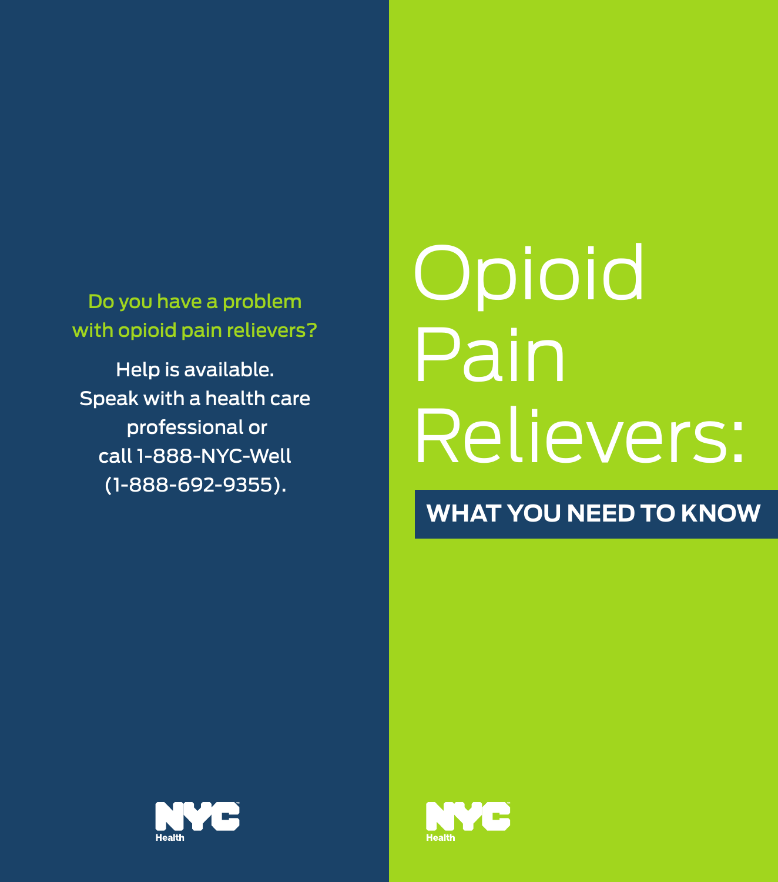Do you have a problem with opioid pain relievers?

Help is available. Speak with a health care professional or call 1-888-NYC-Well (1-888-692-9355).

NYC Health

# Opioid Pain Relievers:

## WHAT YOU NEED TO KNOW

NYC Health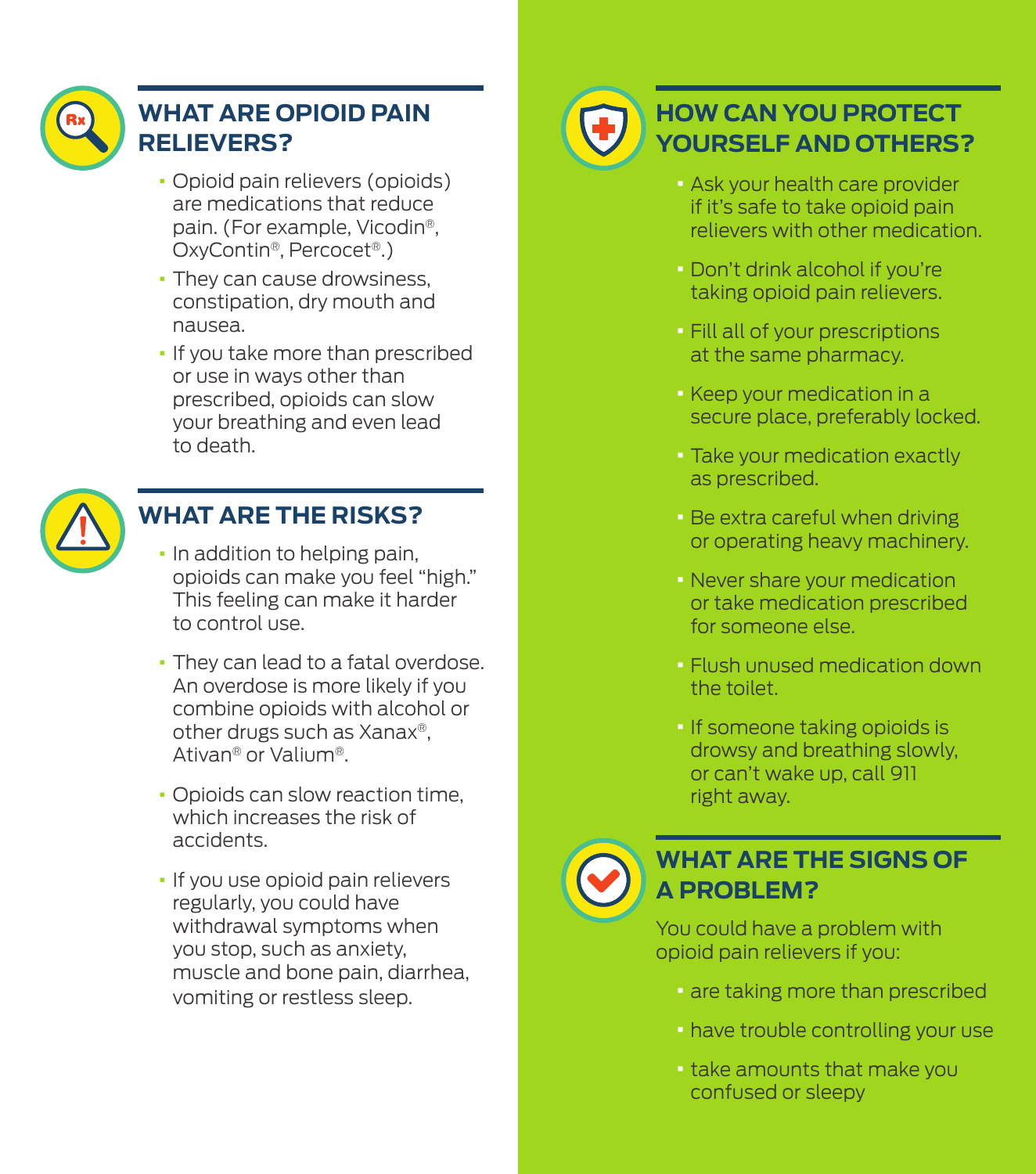## WHAT ARE OPIOID PAIN RELIEVERS?

- Opioid pain relievers (opioids) are medications that reduce pain. (For example, Vicodin®, OxyContin®, Percocet®.)
- They can cause drowsiness, constipation, dry mouth and nausea.
- If you take more than prescribed or use in ways other than prescribed, opioids can slow your breathing and even lead to death.

## WHAT ARE THE RISKS?

- In addition to helping pain, opioids can make you feel "high." This feeling can make it harder to control use.
- They can lead to a fatal overdose. An overdose is more likely if you combine opioids with alcohol or other drugs such as Xanax®, Ativan® or Valium®.
- Opioids can slow reaction time, which increases the risk of accidents.
- If you use opioid pain relievers regularly, you could have withdrawal symptoms when you stop, such as anxiety, muscle and bone pain, diarrhea, vomiting or restless sleep.

## HOW CAN YOU PROTECT YOURSELF AND OTHERS?

- Ask your health care provider if it's safe to take opioid pain relievers with other medication.
- Don't drink alcohol if you're taking opioid pain relievers.
- Fill all of your prescriptions at the same pharmacy.
- Keep your medication in a secure place, preferably locked.
- Take your medication exactly as prescribed.
- Be extra careful when driving or operating heavy machinery.
- Never share your medication or take medication prescribed for someone else.
- Flush unused medication down the toilet.
- If someone taking opioids is drowsy and breathing slowly, or can't wake up, call 911 right away.

## WHAT ARE THE SIGNS OF A PROBLEM?

You could have a problem with opioid pain relievers if you:

- are taking more than prescribed
- have trouble controlling your use
- take amounts that make you confused or sleepy